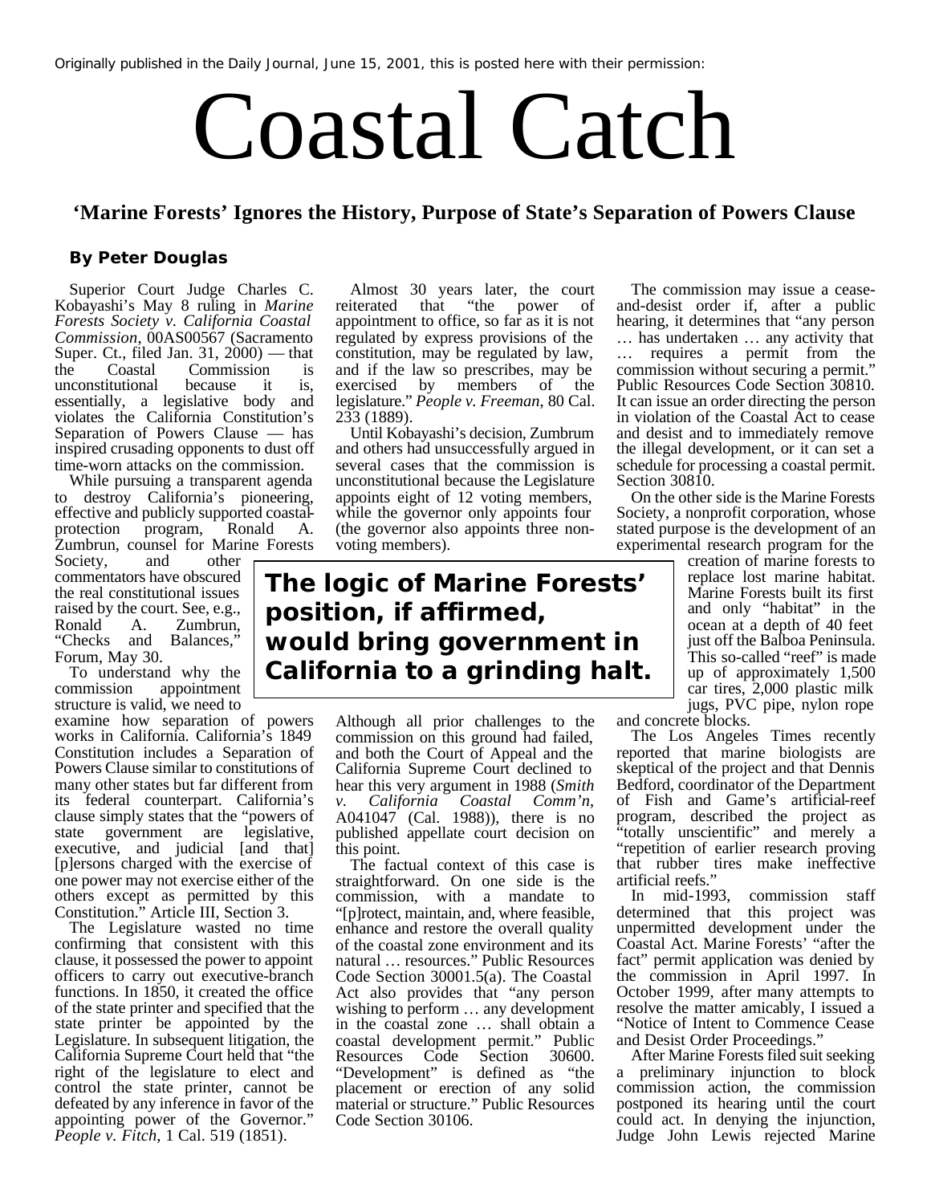Originally published in the Daily Journal, June 15, 2001, this is posted here with their permission:

# Coastal Catch

## 'Marine Forests' Ignores the History, Purpose of State's Separation of Powers Clause

**By Peter Douglas**

Superior Court Judge Charles C. Kobayashi's May 8 ruling in *Marine Forests Society v. California Coastal Commission*, 00AS00567 (Sacramento Super. Ct., filed Jan. 31, 2000) — that the Coastal Commission is unconstitutional because it is, essentially, a legislative body and violates the California Constitution's Separation of Powers Clause — has inspired crusading opponents to dust off time-worn attacks on the commission.

While pursuing a transparent agenda to destroy California's pioneering, effective and publicly supported coastal-protection program, Ronald A. Zumbrun, counsel for Marine Forests Society, and other commentators have obscured the real constitutional issues raised by the court. See, e.g., Ronald A. Zumbrun, "Checks and Balances," Forum, May 30.

To understand why the commission appointment structure is valid, we need to examine how separation of powers works in California. California's 1849 Constitution includes a Separation of Powers Clause similar to constitutions of many other states but far different from its federal counterpart. California's clause simply states that the "powers of state government are legislative, executive, and judicial [and that] [p]ersons charged with the exercise of one power may not exercise either of the others except as permitted by this Constitution." Article III, Section 3.

The Legislature wasted no time confirming that consistent with this clause, it possessed the power to appoint officers to carry out executive-branch functions. In 1850, it created the office of the state printer and specified that the state printer be appointed by the Legislature. In subsequent litigation, the California Supreme Court held that "the right of the legislature to elect and control the state printer, cannot be defeated by any inference in favor of the appointing power of the Governor." *People v. Fitch*, 1 Cal. 519 (1851).

Almost 30 years later, the court reiterated that "the power of appointment to office, so far as it is not regulated by express provisions of the constitution, may be regulated by law, and if the law so prescribes, may be exercised by members of the legislature." *People v. Freeman*, 80 Cal. 233 (1889).

Until Kobayashi's decision, Zumbrum and others had unsuccessfully argued in several cases that the commission is unconstitutional because the Legislature appoints eight of 12 voting members, while the governor only appoints four (the governor also appoints three non-voting members).

**The logic of Marine Forests' position, if affirmed, would bring government in California to a grinding halt.**

Although all prior challenges to the commission on this ground had failed, and both the Court of Appeal and the California Supreme Court declined to hear this very argument in 1988 (*Smith v. California Coastal Comm'n*, A041047 (Cal. 1988)), there is no published appellate court decision on this point.

The factual context of this case is straightforward. On one side is the commission, with a mandate to "[p]rotect, maintain, and, where feasible, enhance and restore the overall quality of the coastal zone environment and its natural … resources." Public Resources Code Section 30001.5(a). The Coastal Act also provides that "any person wishing to perform … any development in the coastal zone … shall obtain a coastal development permit." Public Resources Code Section 30600. "Development" is defined as "the placement or erection of any solid material or structure." Public Resources Code Section 30106.

The commission may issue a cease-and-desist order if, after a public hearing, it determines that "any person … has undertaken … any activity that … requires a permit from the commission without securing a permit." Public Resources Code Section 30810. It can issue an order directing the person in violation of the Coastal Act to cease and desist and to immediately remove the illegal development, or it can set a schedule for processing a coastal permit. Section 30810.

On the other side is the Marine Forests Society, a nonprofit corporation, whose stated purpose is the development of an experimental research program for the creation of marine forests to replace lost marine habitat. Marine Forests built its first and only "habitat" in the ocean at a depth of 40 feet just off the Balboa Peninsula. This so-called "reef" is made up of approximately 1,500 car tires, 2,000 plastic milk jugs, PVC pipe, nylon rope and concrete blocks.

The Los Angeles Times recently reported that marine biologists are skeptical of the project and that Dennis Bedford, coordinator of the Department of Fish and Game's artificial-reef program, described the project as "totally unscientific" and merely a "repetition of earlier research proving that rubber tires make ineffective artificial reefs."

In mid-1993, commission staff determined that this project was unpermitted development under the Coastal Act. Marine Forests' "after the fact" permit application was denied by the commission in April 1997. In October 1999, after many attempts to resolve the matter amicably, I issued a "Notice of Intent to Commence Cease and Desist Order Proceedings."

After Marine Forests filed suit seeking a preliminary injunction to block commission action, the commission postponed its hearing until the court could act. In denying the injunction, Judge John Lewis rejected Marine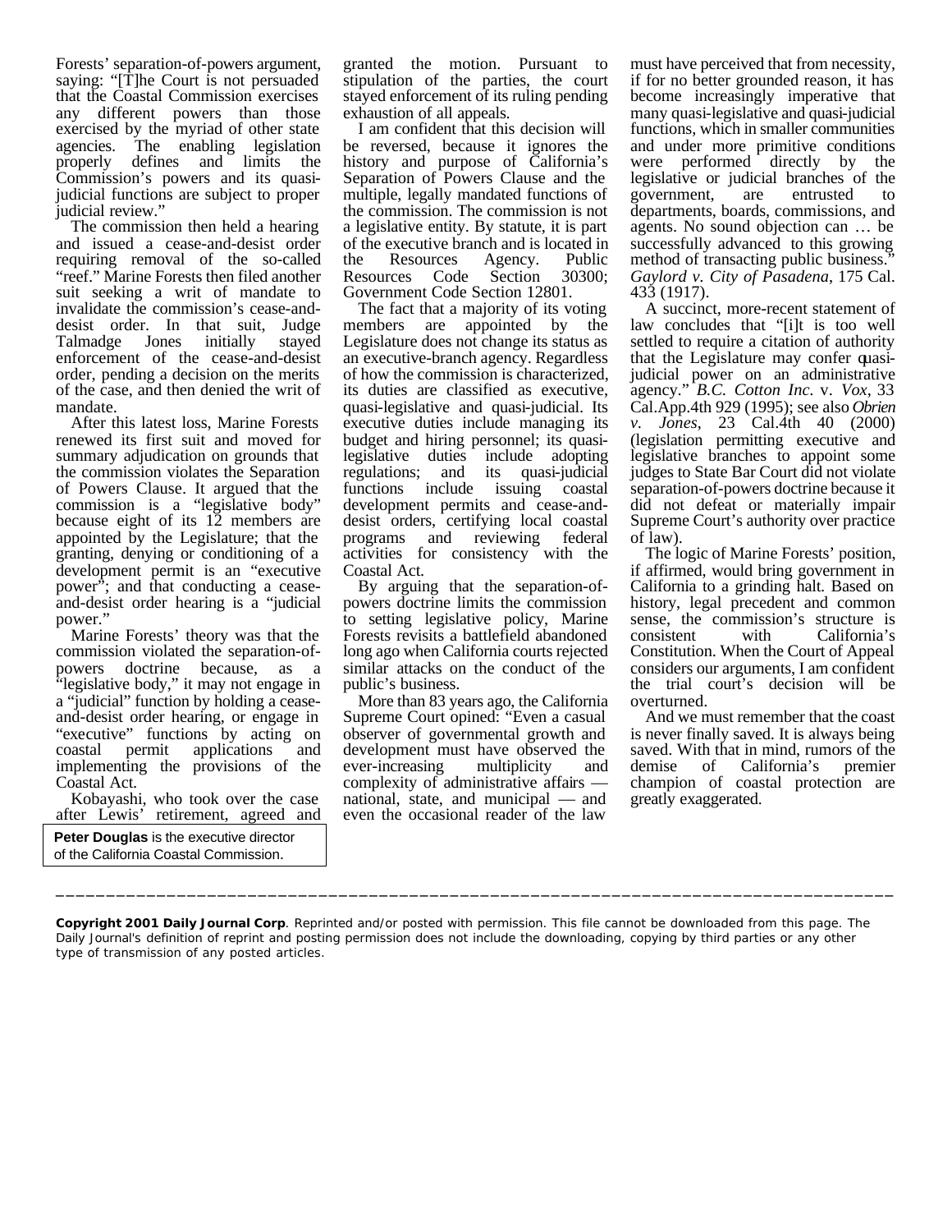Forests' separation-of-powers argument, saying: "[T]he Court is not persuaded that the Coastal Commission exercises any different powers than those exercised by the myriad of other state agencies. The enabling legislation properly defines and limits the Commission's powers and its quasi-judicial functions are subject to proper judicial review."

The commission then held a hearing and issued a cease-and-desist order requiring removal of the so-called "reef." Marine Forests then filed another suit seeking a writ of mandate to invalidate the commission's cease-and-desist order. In that suit, Judge Talmadge Jones initially stayed enforcement of the cease-and-desist order, pending a decision on the merits of the case, and then denied the writ of mandate.

After this latest loss, Marine Forests renewed its first suit and moved for summary adjudication on grounds that the commission violates the Separation of Powers Clause. It argued that the commission is a "legislative body" because eight of its 12 members are appointed by the Legislature; that the granting, denying or conditioning of a development permit is an "executive power"; and that conducting a cease-and-desist order hearing is a "judicial power."

Marine Forests' theory was that the commission violated the separation-of-powers doctrine because, as a "legislative body," it may not engage in a "judicial" function by holding a cease-and-desist order hearing, or engage in "executive" functions by acting on coastal permit applications and implementing the provisions of the Coastal Act.

Kobayashi, who took over the case after Lewis' retirement, agreed and granted the motion. Pursuant to stipulation of the parties, the court stayed enforcement of its ruling pending exhaustion of all appeals.

I am confident that this decision will be reversed, because it ignores the history and purpose of California's Separation of Powers Clause and the multiple, legally mandated functions of the commission. The commission is not a legislative entity. By statute, it is part of the executive branch and is located in the Resources Agency. Public Resources Code Section 30300; Government Code Section 12801.

The fact that a majority of its voting members are appointed by the Legislature does not change its status as an executive-branch agency. Regardless of how the commission is characterized, its duties are classified as executive, quasi-legislative and quasi-judicial. Its executive duties include managing its budget and hiring personnel; its quasi-legislative duties include adopting regulations; and its quasi-judicial functions include issuing coastal development permits and cease-and-desist orders, certifying local coastal programs and reviewing federal activities for consistency with the Coastal Act.

By arguing that the separation-of-powers doctrine limits the commission to setting legislative policy, Marine Forests revisits a battlefield abandoned long ago when California courts rejected similar attacks on the conduct of the public's business.

More than 83 years ago, the California Supreme Court opined: "Even a casual observer of governmental growth and development must have observed the ever-increasing multiplicity and complexity of administrative affairs — national, state, and municipal — and even the occasional reader of the law must have perceived that from necessity, if for no better grounded reason, it has become increasingly imperative that many quasi-legislative and quasi-judicial functions, which in smaller communities and under more primitive conditions were performed directly by the legislative or judicial branches of the government, are entrusted to departments, boards, commissions, and agents. No sound objection can … be successfully advanced to this growing method of transacting public business." *Gaylord v. City of Pasadena*, 175 Cal. 433 (1917).

A succinct, more-recent statement of law concludes that "[i]t is too well settled to require a citation of authority that the Legislature may confer quasi-judicial power on an administrative agency." *B.C. Cotton Inc.* v. *Vox*, 33 Cal.App.4th 929 (1995); see also *Obrien v. Jones*, 23 Cal.4th 40 (2000) (legislation permitting executive and legislative branches to appoint some judges to State Bar Court did not violate separation-of-powers doctrine because it did not defeat or materially impair Supreme Court's authority over practice of law).

The logic of Marine Forests' position, if affirmed, would bring government in California to a grinding halt. Based on history, legal precedent and common sense, the commission's structure is consistent with California's Constitution. When the Court of Appeal considers our arguments, I am confident the trial court's decision will be overturned.

And we must remember that the coast is never finally saved. It is always being saved. With that in mind, rumors of the demise of California's premier champion of coastal protection are greatly exaggerated.

**Peter Douglas** is the executive director of the California Coastal Commission.

---

**Copyright 2001 Daily Journal Corp**. Reprinted and/or posted with permission. This file cannot be downloaded from this page. The Daily Journal's definition of reprint and posting permission does not include the downloading, copying by third parties or any other type of transmission of any posted articles.